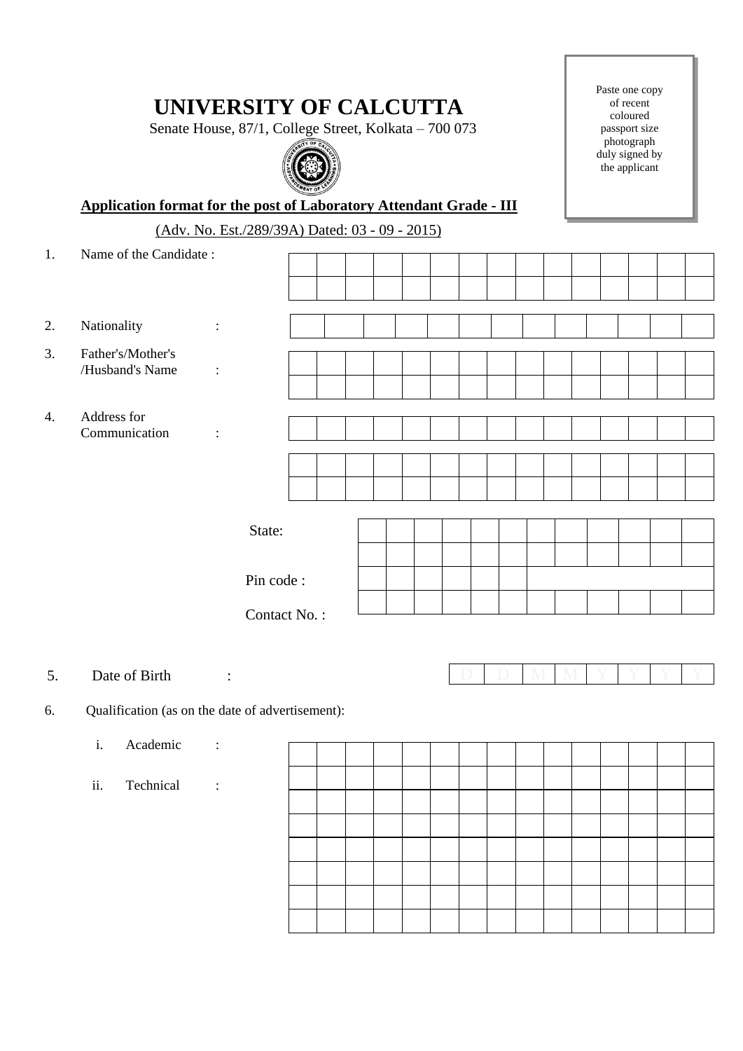Paste one copy of recent coloured passport size photograph duly signed by the applicant

# UNIVERSITY OF CALCUTTA

Senate House, 87/1, College Street, Kolkata – 700 073

**Application format for the post of Laboratory Attendant Grade - III**

(Adv. No. Est./289/39A) Dated: 03 - 09 - 2015)

1. Name of the Candidate :

2. Nationality :

3. Father's/Mother's /Husband's Name :

4. Address for Communication :

   State:

   Pin code :

   Contact No. :

5. Date of Birth : D D M M Y Y Y Y

6. Qualification (as on the date of advertisement):

   i. Academic :

   ii. Technical :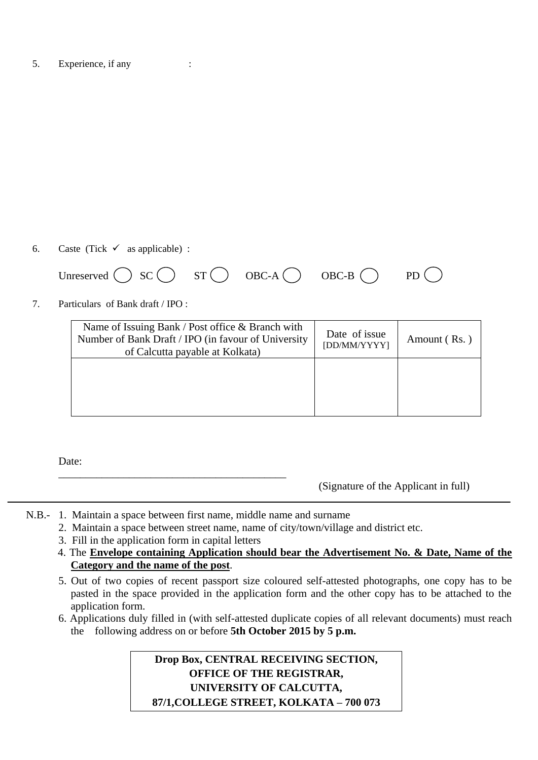5. Experience, if any :

6. Caste (Tick ✓ as applicable) :

Unreserved ◯ SC ◯ ST ◯ OBC-A ◯ OBC-B ◯ PD ◯

7. Particulars of Bank draft / IPO :

| Name of Issuing Bank / Post office & Branch with Number of Bank Draft / IPO (in favour of University of Calcutta payable at Kolkata) | Date of issue [DD/MM/YYYY] | Amount ( Rs. ) |
|---|---|---|
| | | |

Date:

_____________________________________________

(Signature of the Applicant in full)

---

N.B.-
1. Maintain a space between first name, middle name and surname
2. Maintain a space between street name, name of city/town/village and district etc.
3. Fill in the application form in capital letters
4. The **Envelope containing Application should bear the Advertisement No. & Date, Name of the Category and the name of the post**.
5. Out of two copies of recent passport size coloured self-attested photographs, one copy has to be pasted in the space provided in the application form and the other copy has to be attached to the application form.
6. Applications duly filled in (with self-attested duplicate copies of all relevant documents) must reach the following address on or before **5th October 2015 by 5 p.m.**

**Drop Box, CENTRAL RECEIVING SECTION,**
**OFFICE OF THE REGISTRAR,**
**UNIVERSITY OF CALCUTTA,**
**87/1,COLLEGE STREET, KOLKATA – 700 073**